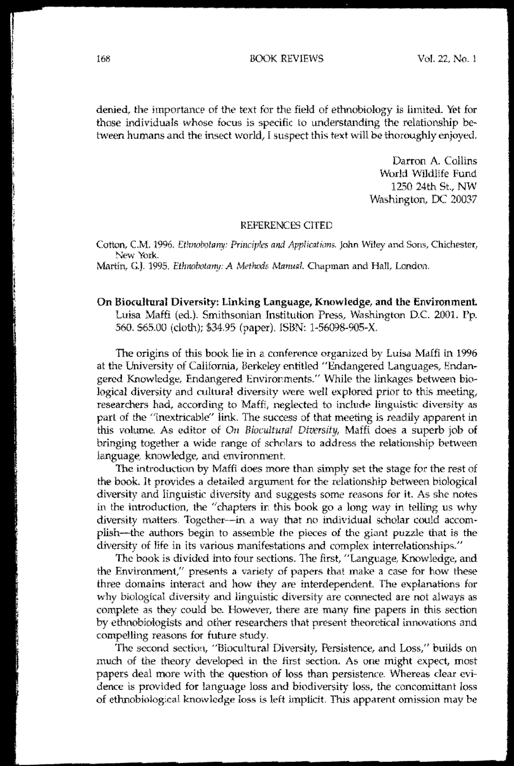denied, the importance of the text for the field of ethnobiology is limited. Yet for those individuals whose focus is specific to understanding the relationship between humans and the insect world, I suspect this text will be thoroughly enjoyed.

Darron A. Collins
World Wildlife Fund
1250 24th St., NW
Washington, DC 20037

## REFERENCES CITED

Cotton, C.M. 1996. *Ethnobotany: Principles and Applications.* John Wiley and Sons, Chichester, New York.

Martin, G.J. 1995. *Ethnobotany: A Methods Manual.* Chapman and Hall, London.

**On Biocultural Diversity: Linking Language, Knowledge, and the Environment.** Luisa Maffi (ed.). Smithsonian Institution Press, Washington D.C. 2001. Pp. 560. $65.00 (cloth); $34.95 (paper). ISBN: 1-56098-905-X.

The origins of this book lie in a conference organized by Luisa Maffi in 1996 at the University of California, Berkeley entitled "Endangered Languages, Endangered Knowledge, Endangered Environments." While the linkages between biological diversity and cultural diversity were well explored prior to this meeting, researchers had, according to Maffi, neglected to include linguistic diversity as part of the "inextricable" link. The success of that meeting is readily apparent in this volume. As editor of *On Biocultural Diversity*, Maffi does a superb job of bringing together a wide range of scholars to address the relationship between language, knowledge, and environment.

The introduction by Maffi does more than simply set the stage for the rest of the book. It provides a detailed argument for the relationship between biological diversity and linguistic diversity and suggests some reasons for it. As she notes in the introduction, the "chapters in this book go a long way in telling us why diversity matters. Together—in a way that no individual scholar could accomplish—the authors begin to assemble the pieces of the giant puzzle that is the diversity of life in its various manifestations and complex interrelationships."

The book is divided into four sections. The first, "Language, Knowledge, and the Environment," presents a variety of papers that make a case for how these three domains interact and how they are interdependent. The explanations for why biological diversity and linguistic diversity are connected are not always as complete as they could be. However, there are many fine papers in this section by ethnobiologists and other researchers that present theoretical innovations and compelling reasons for future study.

The second section, "Biocultural Diversity, Persistence, and Loss," builds on much of the theory developed in the first section. As one might expect, most papers deal more with the question of loss than persistence. Whereas clear evidence is provided for language loss and biodiversity loss, the concomittant loss of ethnobiological knowledge loss is left implicit. This apparent omission may be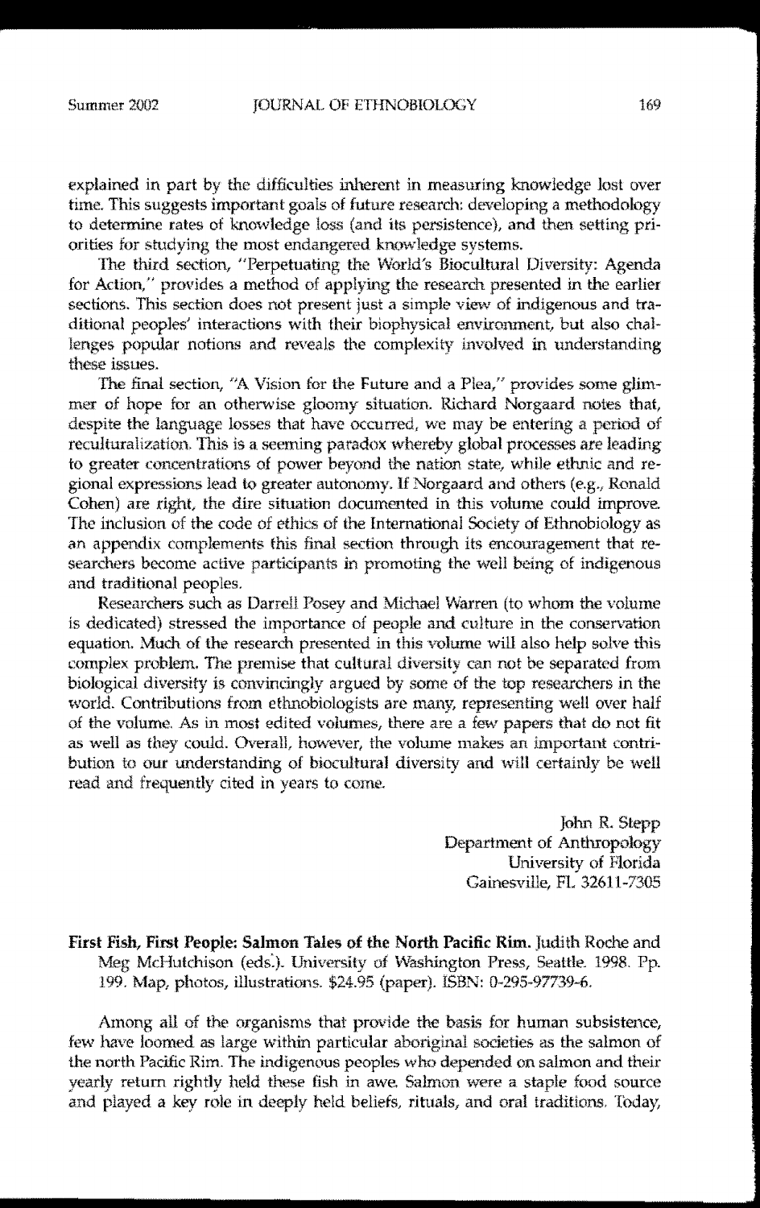explained in part by the difficulties inherent in measuring knowledge lost over time. This suggests important goals of future research: developing a methodology to determine rates of knowledge loss (and its persistence), and then setting priorities for studying the most endangered knowledge systems.

The third section, "Perpetuating the World's Biocultural Diversity: Agenda for Action," provides a method of applying the research presented in the earlier sections. This section does not present just a simple view of indigenous and traditional peoples' interactions with their biophysical environment, but also challenges popular notions and reveals the complexity involved in understanding these issues.

The final section, "A Vision for the Future and a Plea," provides some glimmer of hope for an otherwise gloomy situation. Richard Norgaard notes that, despite the language losses that have occurred, we may be entering a period of reculturalization. This is a seeming paradox whereby global processes are leading to greater concentrations of power beyond the nation state, while ethnic and regional expressions lead to greater autonomy. If Norgaard and others (e.g., Ronald Cohen) are right, the dire situation documented in this volume could improve. The inclusion of the code of ethics of the International Society of Ethnobiology as an appendix complements this final section through its encouragement that researchers become active participants in promoting the well being of indigenous and traditional peoples.

Researchers such as Darrell Posey and Michael Warren (to whom the volume is dedicated) stressed the importance of people and culture in the conservation equation. Much of the research presented in this volume will also help solve this complex problem. The premise that cultural diversity can not be separated from biological diversity is convincingly argued by some of the top researchers in the world. Contributions from ethnobiologists are many, representing well over half of the volume. As in most edited volumes, there are a few papers that do not fit as well as they could. Overall, however, the volume makes an important contribution to our understanding of biocultural diversity and will certainly be well read and frequently cited in years to come.

John R. Stepp
Department of Anthropology
University of Florida
Gainesville, FL 32611-7305

**First Fish, First People: Salmon Tales of the North Pacific Rim.** Judith Roche and Meg McHutchison (eds.). University of Washington Press, Seattle. 1998. Pp. 199. Map, photos, illustrations. $24.95 (paper). ISBN: 0-295-97739-6.

Among all of the organisms that provide the basis for human subsistence, few have loomed as large within particular aboriginal societies as the salmon of the north Pacific Rim. The indigenous peoples who depended on salmon and their yearly return rightly held these fish in awe. Salmon were a staple food source and played a key role in deeply held beliefs, rituals, and oral traditions. Today,